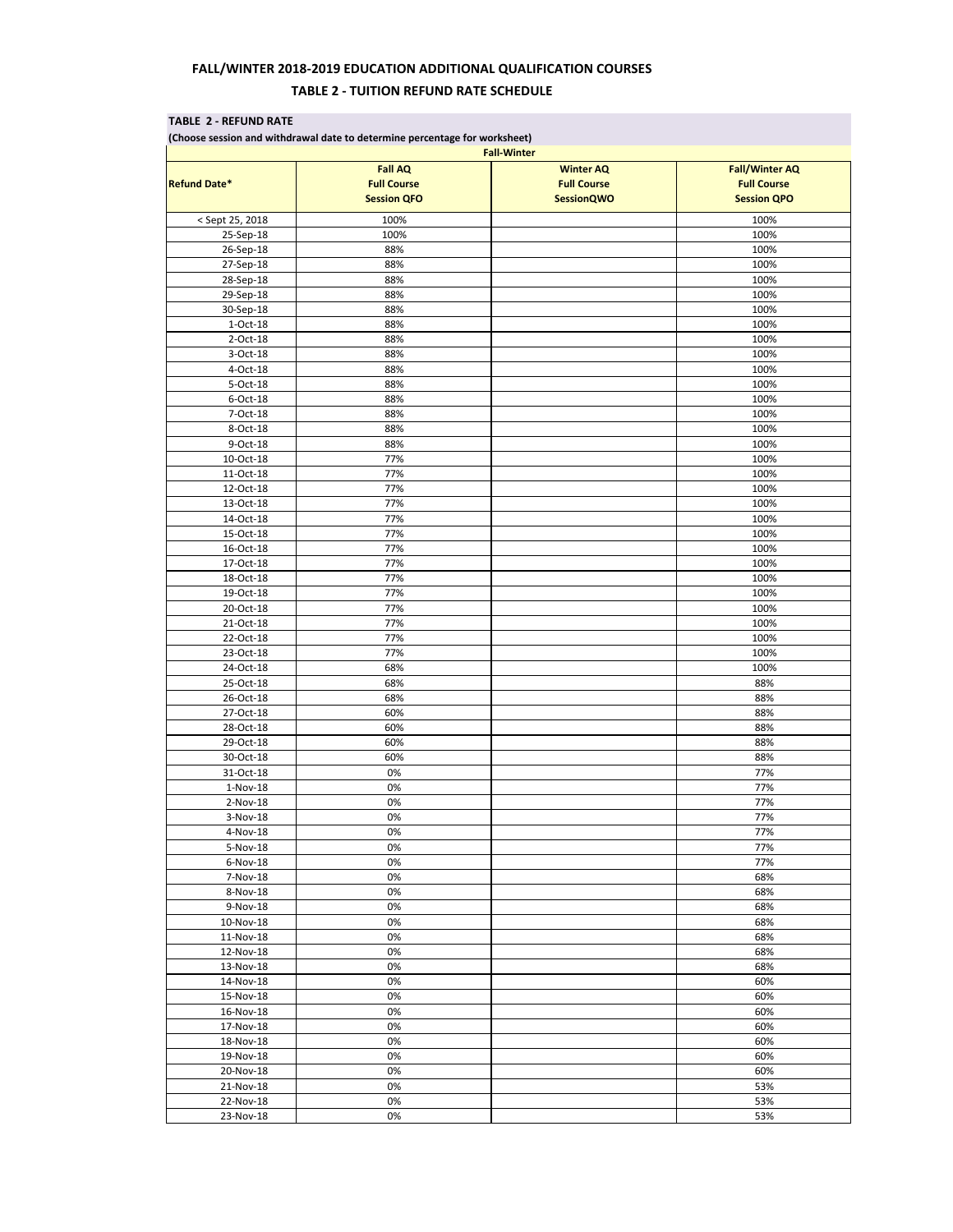# FALL/WINTER 2018-2019 EDUCATION ADDITIONAL QUALIFICATION COURSES

## TABLE 2 - TUITION REFUND RATE SCHEDULE

**TABLE 2 - REFUND RATE**

**(Choose session and withdrawal date to determine percentage for worksheet)**

| | Fall-Winter | | |
|---|---|---|---|
| **Refund Date*** | **Fall AQ Full Course Session QFO** | **Winter AQ Full Course SessionQWO** | **Fall/Winter AQ Full Course Session QPO** |
| < Sept 25, 2018 | 100% | | 100% |
| 25-Sep-18 | 100% | | 100% |
| 26-Sep-18 | 88% | | 100% |
| 27-Sep-18 | 88% | | 100% |
| 28-Sep-18 | 88% | | 100% |
| 29-Sep-18 | 88% | | 100% |
| 30-Sep-18 | 88% | | 100% |
| 1-Oct-18 | 88% | | 100% |
| 2-Oct-18 | 88% | | 100% |
| 3-Oct-18 | 88% | | 100% |
| 4-Oct-18 | 88% | | 100% |
| 5-Oct-18 | 88% | | 100% |
| 6-Oct-18 | 88% | | 100% |
| 7-Oct-18 | 88% | | 100% |
| 8-Oct-18 | 88% | | 100% |
| 9-Oct-18 | 88% | | 100% |
| 10-Oct-18 | 77% | | 100% |
| 11-Oct-18 | 77% | | 100% |
| 12-Oct-18 | 77% | | 100% |
| 13-Oct-18 | 77% | | 100% |
| 14-Oct-18 | 77% | | 100% |
| 15-Oct-18 | 77% | | 100% |
| 16-Oct-18 | 77% | | 100% |
| 17-Oct-18 | 77% | | 100% |
| 18-Oct-18 | 77% | | 100% |
| 19-Oct-18 | 77% | | 100% |
| 20-Oct-18 | 77% | | 100% |
| 21-Oct-18 | 77% | | 100% |
| 22-Oct-18 | 77% | | 100% |
| 23-Oct-18 | 77% | | 100% |
| 24-Oct-18 | 68% | | 100% |
| 25-Oct-18 | 68% | | 88% |
| 26-Oct-18 | 68% | | 88% |
| 27-Oct-18 | 60% | | 88% |
| 28-Oct-18 | 60% | | 88% |
| 29-Oct-18 | 60% | | 88% |
| 30-Oct-18 | 60% | | 88% |
| 31-Oct-18 | 0% | | 77% |
| 1-Nov-18 | 0% | | 77% |
| 2-Nov-18 | 0% | | 77% |
| 3-Nov-18 | 0% | | 77% |
| 4-Nov-18 | 0% | | 77% |
| 5-Nov-18 | 0% | | 77% |
| 6-Nov-18 | 0% | | 77% |
| 7-Nov-18 | 0% | | 68% |
| 8-Nov-18 | 0% | | 68% |
| 9-Nov-18 | 0% | | 68% |
| 10-Nov-18 | 0% | | 68% |
| 11-Nov-18 | 0% | | 68% |
| 12-Nov-18 | 0% | | 68% |
| 13-Nov-18 | 0% | | 68% |
| 14-Nov-18 | 0% | | 60% |
| 15-Nov-18 | 0% | | 60% |
| 16-Nov-18 | 0% | | 60% |
| 17-Nov-18 | 0% | | 60% |
| 18-Nov-18 | 0% | | 60% |
| 19-Nov-18 | 0% | | 60% |
| 20-Nov-18 | 0% | | 60% |
| 21-Nov-18 | 0% | | 53% |
| 22-Nov-18 | 0% | | 53% |
| 23-Nov-18 | 0% | | 53% |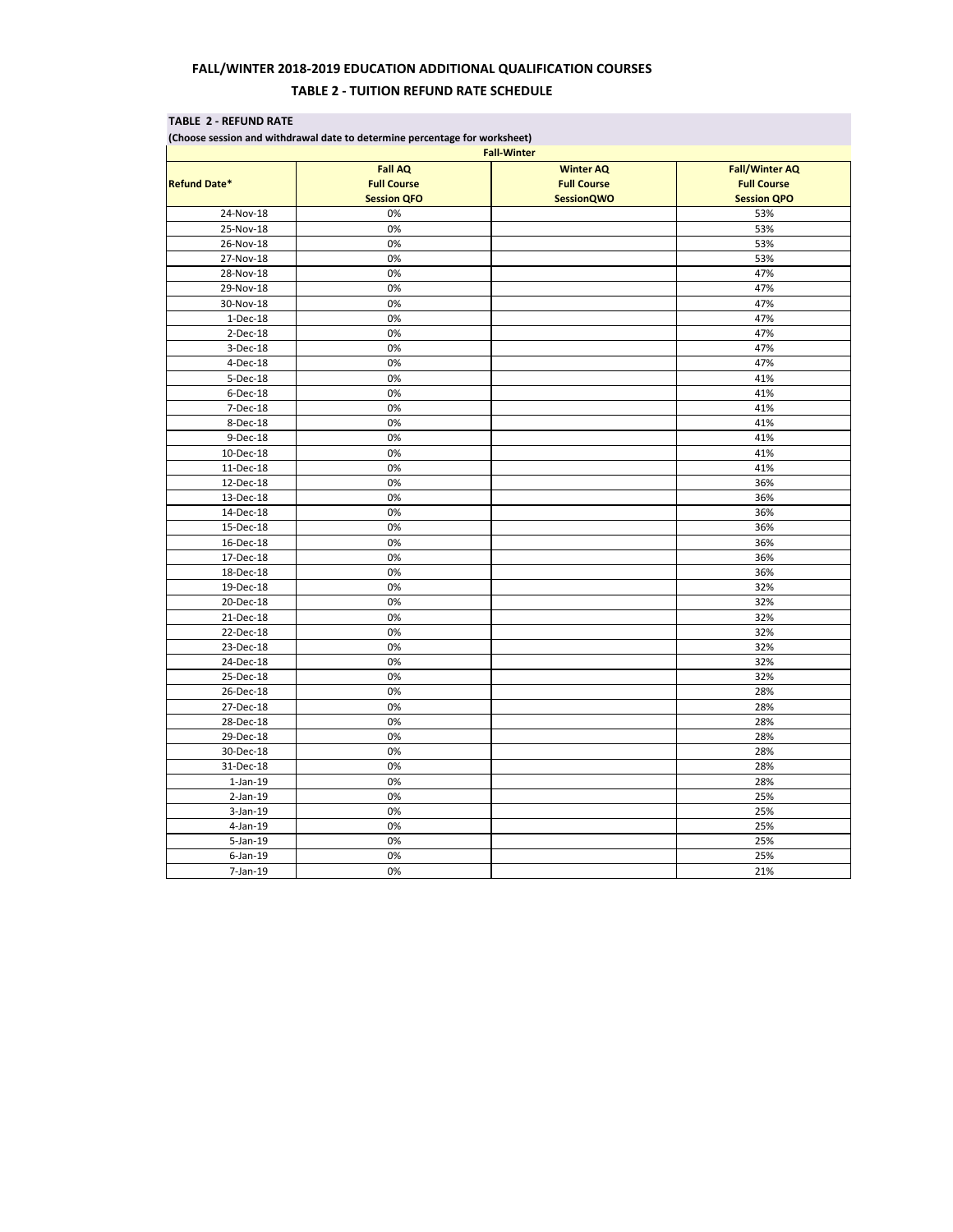# FALL/WINTER 2018-2019 EDUCATION ADDITIONAL QUALIFICATION COURSES

## TABLE 2 - TUITION REFUND RATE SCHEDULE

**TABLE 2 - REFUND RATE**

**(Choose session and withdrawal date to determine percentage for worksheet)**

| Fall-Winter | | | |
|---|---|---|---|
| **Refund Date*** | **Fall AQ Full Course Session QFO** | **Winter AQ Full Course SessionQWO** | **Fall/Winter AQ Full Course Session QPO** |
| 24-Nov-18 | 0% | | 53% |
| 25-Nov-18 | 0% | | 53% |
| 26-Nov-18 | 0% | | 53% |
| 27-Nov-18 | 0% | | 53% |
| 28-Nov-18 | 0% | | 47% |
| 29-Nov-18 | 0% | | 47% |
| 30-Nov-18 | 0% | | 47% |
| 1-Dec-18 | 0% | | 47% |
| 2-Dec-18 | 0% | | 47% |
| 3-Dec-18 | 0% | | 47% |
| 4-Dec-18 | 0% | | 47% |
| 5-Dec-18 | 0% | | 41% |
| 6-Dec-18 | 0% | | 41% |
| 7-Dec-18 | 0% | | 41% |
| 8-Dec-18 | 0% | | 41% |
| 9-Dec-18 | 0% | | 41% |
| 10-Dec-18 | 0% | | 41% |
| 11-Dec-18 | 0% | | 41% |
| 12-Dec-18 | 0% | | 36% |
| 13-Dec-18 | 0% | | 36% |
| 14-Dec-18 | 0% | | 36% |
| 15-Dec-18 | 0% | | 36% |
| 16-Dec-18 | 0% | | 36% |
| 17-Dec-18 | 0% | | 36% |
| 18-Dec-18 | 0% | | 36% |
| 19-Dec-18 | 0% | | 32% |
| 20-Dec-18 | 0% | | 32% |
| 21-Dec-18 | 0% | | 32% |
| 22-Dec-18 | 0% | | 32% |
| 23-Dec-18 | 0% | | 32% |
| 24-Dec-18 | 0% | | 32% |
| 25-Dec-18 | 0% | | 32% |
| 26-Dec-18 | 0% | | 28% |
| 27-Dec-18 | 0% | | 28% |
| 28-Dec-18 | 0% | | 28% |
| 29-Dec-18 | 0% | | 28% |
| 30-Dec-18 | 0% | | 28% |
| 31-Dec-18 | 0% | | 28% |
| 1-Jan-19 | 0% | | 28% |
| 2-Jan-19 | 0% | | 25% |
| 3-Jan-19 | 0% | | 25% |
| 4-Jan-19 | 0% | | 25% |
| 5-Jan-19 | 0% | | 25% |
| 6-Jan-19 | 0% | | 25% |
| 7-Jan-19 | 0% | | 21% |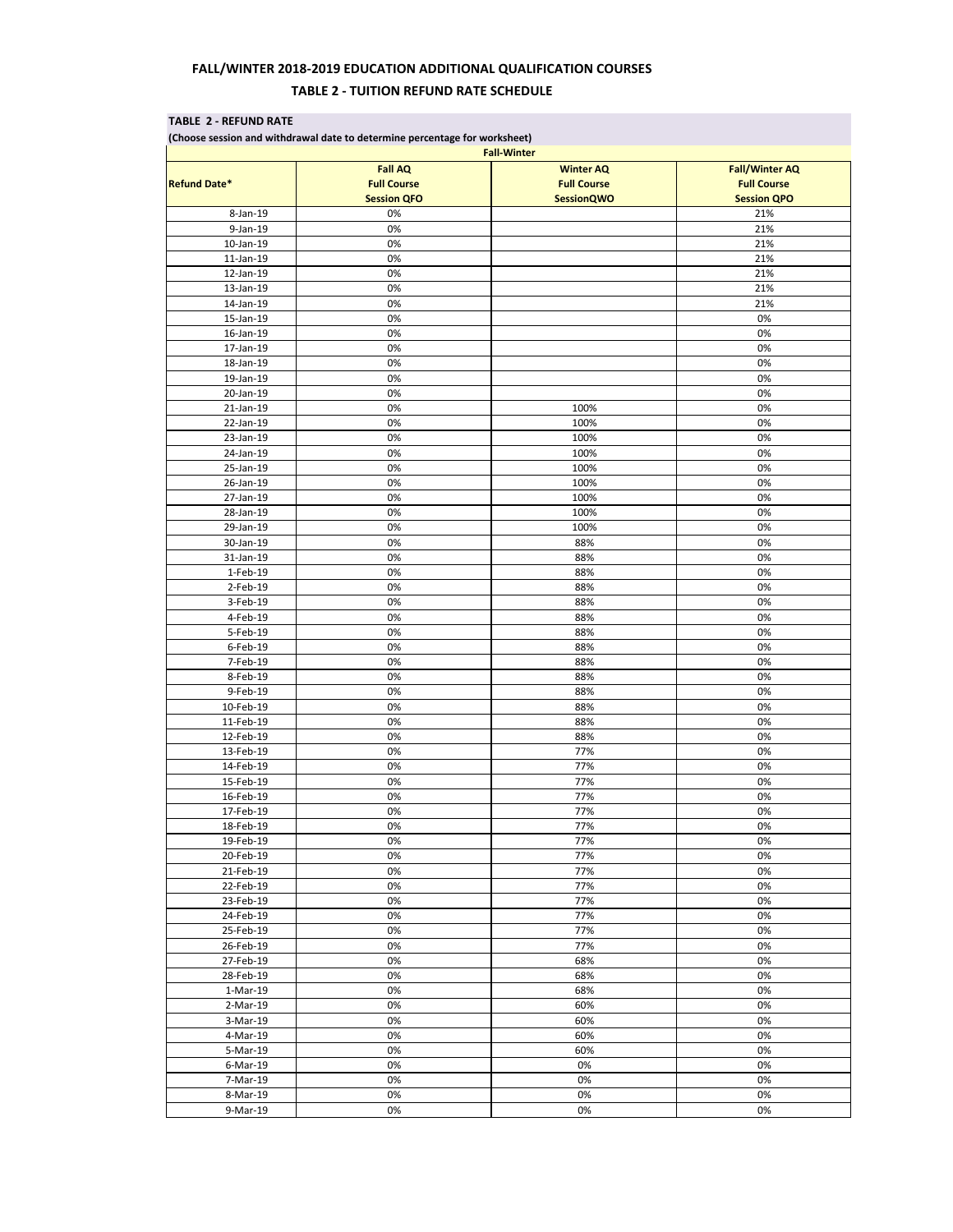## FALL/WINTER 2018-2019 EDUCATION ADDITIONAL QUALIFICATION COURSES

### TABLE 2 - TUITION REFUND RATE SCHEDULE

**TABLE 2 - REFUND RATE**

**(Choose session and withdrawal date to determine percentage for worksheet)**

| | Fall-Winter | | |
|---|---|---|---|
| **Refund Date*** | **Fall AQ Full Course Session QFO** | **Winter AQ Full Course SessionQWO** | **Fall/Winter AQ Full Course Session QPO** |
| 8-Jan-19 | 0% | | 21% |
| 9-Jan-19 | 0% | | 21% |
| 10-Jan-19 | 0% | | 21% |
| 11-Jan-19 | 0% | | 21% |
| 12-Jan-19 | 0% | | 21% |
| 13-Jan-19 | 0% | | 21% |
| 14-Jan-19 | 0% | | 21% |
| 15-Jan-19 | 0% | | 0% |
| 16-Jan-19 | 0% | | 0% |
| 17-Jan-19 | 0% | | 0% |
| 18-Jan-19 | 0% | | 0% |
| 19-Jan-19 | 0% | | 0% |
| 20-Jan-19 | 0% | | 0% |
| 21-Jan-19 | 0% | 100% | 0% |
| 22-Jan-19 | 0% | 100% | 0% |
| 23-Jan-19 | 0% | 100% | 0% |
| 24-Jan-19 | 0% | 100% | 0% |
| 25-Jan-19 | 0% | 100% | 0% |
| 26-Jan-19 | 0% | 100% | 0% |
| 27-Jan-19 | 0% | 100% | 0% |
| 28-Jan-19 | 0% | 100% | 0% |
| 29-Jan-19 | 0% | 100% | 0% |
| 30-Jan-19 | 0% | 88% | 0% |
| 31-Jan-19 | 0% | 88% | 0% |
| 1-Feb-19 | 0% | 88% | 0% |
| 2-Feb-19 | 0% | 88% | 0% |
| 3-Feb-19 | 0% | 88% | 0% |
| 4-Feb-19 | 0% | 88% | 0% |
| 5-Feb-19 | 0% | 88% | 0% |
| 6-Feb-19 | 0% | 88% | 0% |
| 7-Feb-19 | 0% | 88% | 0% |
| 8-Feb-19 | 0% | 88% | 0% |
| 9-Feb-19 | 0% | 88% | 0% |
| 10-Feb-19 | 0% | 88% | 0% |
| 11-Feb-19 | 0% | 88% | 0% |
| 12-Feb-19 | 0% | 88% | 0% |
| 13-Feb-19 | 0% | 77% | 0% |
| 14-Feb-19 | 0% | 77% | 0% |
| 15-Feb-19 | 0% | 77% | 0% |
| 16-Feb-19 | 0% | 77% | 0% |
| 17-Feb-19 | 0% | 77% | 0% |
| 18-Feb-19 | 0% | 77% | 0% |
| 19-Feb-19 | 0% | 77% | 0% |
| 20-Feb-19 | 0% | 77% | 0% |
| 21-Feb-19 | 0% | 77% | 0% |
| 22-Feb-19 | 0% | 77% | 0% |
| 23-Feb-19 | 0% | 77% | 0% |
| 24-Feb-19 | 0% | 77% | 0% |
| 25-Feb-19 | 0% | 77% | 0% |
| 26-Feb-19 | 0% | 77% | 0% |
| 27-Feb-19 | 0% | 68% | 0% |
| 28-Feb-19 | 0% | 68% | 0% |
| 1-Mar-19 | 0% | 68% | 0% |
| 2-Mar-19 | 0% | 60% | 0% |
| 3-Mar-19 | 0% | 60% | 0% |
| 4-Mar-19 | 0% | 60% | 0% |
| 5-Mar-19 | 0% | 60% | 0% |
| 6-Mar-19 | 0% | 0% | 0% |
| 7-Mar-19 | 0% | 0% | 0% |
| 8-Mar-19 | 0% | 0% | 0% |
| 9-Mar-19 | 0% | 0% | 0% |